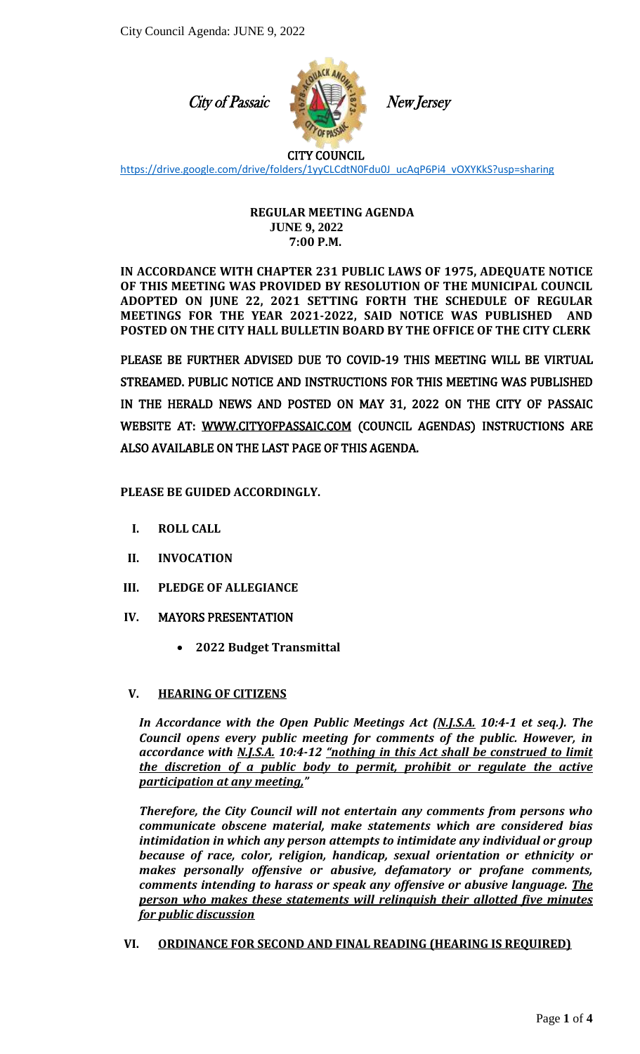City of Passaic New Jersey

CITY COUNCIL

https://drive.google.com/drive/folders/1yyCLCdtN0Fdu0J_ucAqP6Pi4_vOXYKkS?usp=sharing

**REGULAR MEETING AGENDA**
**JUNE 9, 2022**
**7:00 P.M.**

**IN ACCORDANCE WITH CHAPTER 231 PUBLIC LAWS OF 1975, ADEQUATE NOTICE OF THIS MEETING WAS PROVIDED BY RESOLUTION OF THE MUNICIPAL COUNCIL ADOPTED ON JUNE 22, 2021 SETTING FORTH THE SCHEDULE OF REGULAR MEETINGS FOR THE YEAR 2021-2022, SAID NOTICE WAS PUBLISHED AND POSTED ON THE CITY HALL BULLETIN BOARD BY THE OFFICE OF THE CITY CLERK**

PLEASE BE FURTHER ADVISED DUE TO COVID-19 THIS MEETING WILL BE VIRTUAL STREAMED. PUBLIC NOTICE AND INSTRUCTIONS FOR THIS MEETING WAS PUBLISHED IN THE HERALD NEWS AND POSTED ON MAY 31, 2022 ON THE CITY OF PASSAIC WEBSITE AT: WWW.CITYOFPASSAIC.COM (COUNCIL AGENDAS) INSTRUCTIONS ARE ALSO AVAILABLE ON THE LAST PAGE OF THIS AGENDA.

**PLEASE BE GUIDED ACCORDINGLY.**

I. **ROLL CALL**

II. **INVOCATION**

III. **PLEDGE OF ALLEGIANCE**

IV. MAYORS PRESENTATION

- **2022 Budget Transmittal**

V. **HEARING OF CITIZENS**

***In Accordance with the Open Public Meetings Act (N.J.S.A. 10:4-1 et seq.). The Council opens every public meeting for comments of the public. However, in accordance with N.J.S.A. 10:4-12 "nothing in this Act shall be construed to limit the discretion of a public body to permit, prohibit or regulate the active participation at any meeting,"***

***Therefore, the City Council will not entertain any comments from persons who communicate obscene material, make statements which are considered bias intimidation in which any person attempts to intimidate any individual or group because of race, color, religion, handicap, sexual orientation or ethnicity or makes personally offensive or abusive, defamatory or profane comments, comments intending to harass or speak any offensive or abusive language. The person who makes these statements will relinquish their allotted five minutes for public discussion***

VI. **ORDINANCE FOR SECOND AND FINAL READING (HEARING IS REQUIRED)**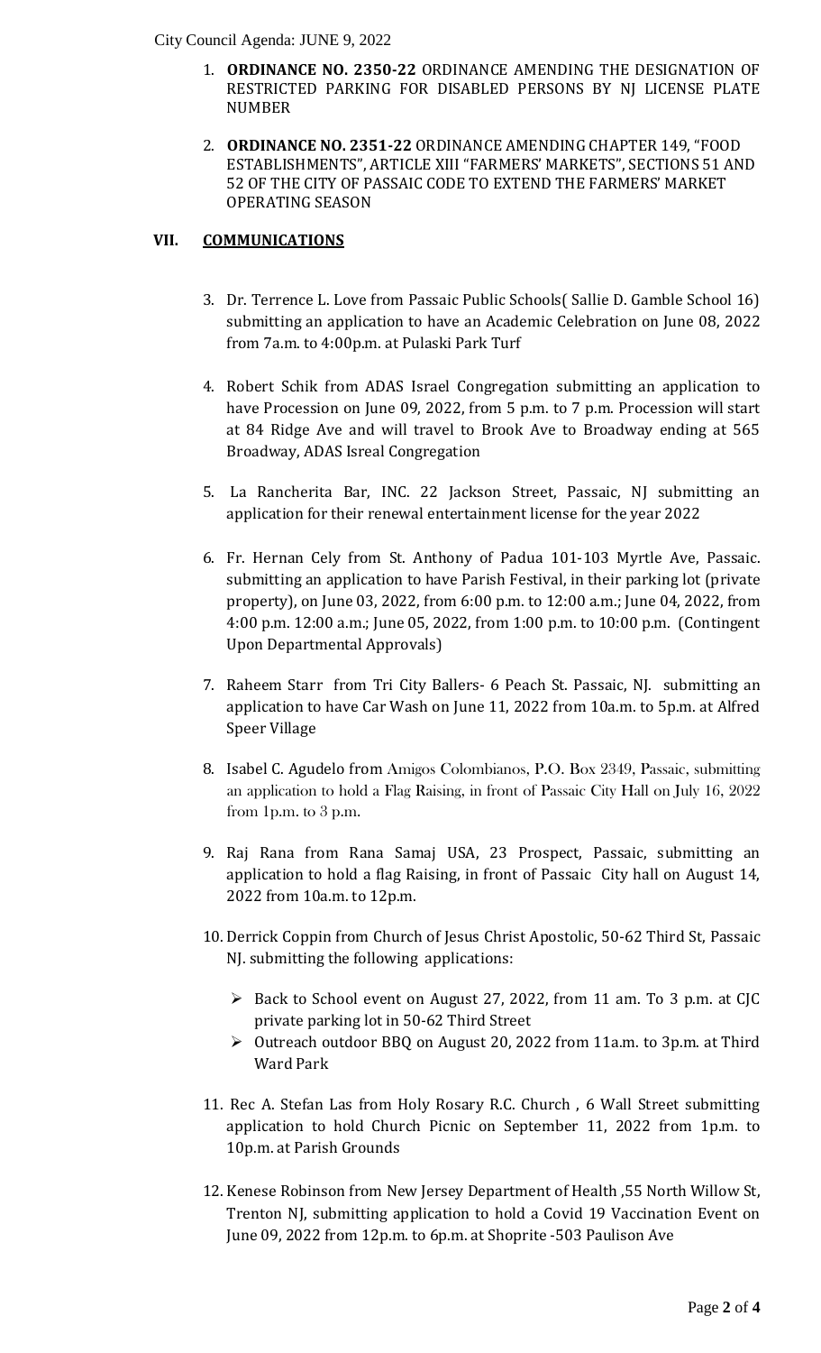1. **ORDINANCE NO. 2350-22** ORDINANCE AMENDING THE DESIGNATION OF RESTRICTED PARKING FOR DISABLED PERSONS BY NJ LICENSE PLATE NUMBER

2. **ORDINANCE NO. 2351-22** ORDINANCE AMENDING CHAPTER 149, "FOOD ESTABLISHMENTS", ARTICLE XIII "FARMERS' MARKETS", SECTIONS 51 AND 52 OF THE CITY OF PASSAIC CODE TO EXTEND THE FARMERS' MARKET OPERATING SEASON

## VII. COMMUNICATIONS

3. Dr. Terrence L. Love from Passaic Public Schools( Sallie D. Gamble School 16) submitting an application to have an Academic Celebration on June 08, 2022 from 7a.m. to 4:00p.m. at Pulaski Park Turf

4. Robert Schik from ADAS Israel Congregation submitting an application to have Procession on June 09, 2022, from 5 p.m. to 7 p.m. Procession will start at 84 Ridge Ave and will travel to Brook Ave to Broadway ending at 565 Broadway, ADAS Isreal Congregation

5. La Rancherita Bar, INC. 22 Jackson Street, Passaic, NJ submitting an application for their renewal entertainment license for the year 2022

6. Fr. Hernan Cely from St. Anthony of Padua 101-103 Myrtle Ave, Passaic. submitting an application to have Parish Festival, in their parking lot (private property), on June 03, 2022, from 6:00 p.m. to 12:00 a.m.; June 04, 2022, from 4:00 p.m. 12:00 a.m.; June 05, 2022, from 1:00 p.m. to 10:00 p.m. (Contingent Upon Departmental Approvals)

7. Raheem Starr from Tri City Ballers- 6 Peach St. Passaic, NJ. submitting an application to have Car Wash on June 11, 2022 from 10a.m. to 5p.m. at Alfred Speer Village

8. Isabel C. Agudelo from Amigos Colombianos, P.O. Box 2349, Passaic, submitting an application to hold a Flag Raising, in front of Passaic City Hall on July 16, 2022 from 1p.m. to 3 p.m.

9. Raj Rana from Rana Samaj USA, 23 Prospect, Passaic, submitting an application to hold a flag Raising, in front of Passaic City hall on August 14, 2022 from 10a.m. to 12p.m.

10. Derrick Coppin from Church of Jesus Christ Apostolic, 50-62 Third St, Passaic NJ. submitting the following applications:

    - Back to School event on August 27, 2022, from 11 am. To 3 p.m. at CJC private parking lot in 50-62 Third Street
    - Outreach outdoor BBQ on August 20, 2022 from 11a.m. to 3p.m. at Third Ward Park

11. Rec A. Stefan Las from Holy Rosary R.C. Church , 6 Wall Street submitting application to hold Church Picnic on September 11, 2022 from 1p.m. to 10p.m. at Parish Grounds

12. Kenese Robinson from New Jersey Department of Health ,55 North Willow St, Trenton NJ, submitting application to hold a Covid 19 Vaccination Event on June 09, 2022 from 12p.m. to 6p.m. at Shoprite -503 Paulison Ave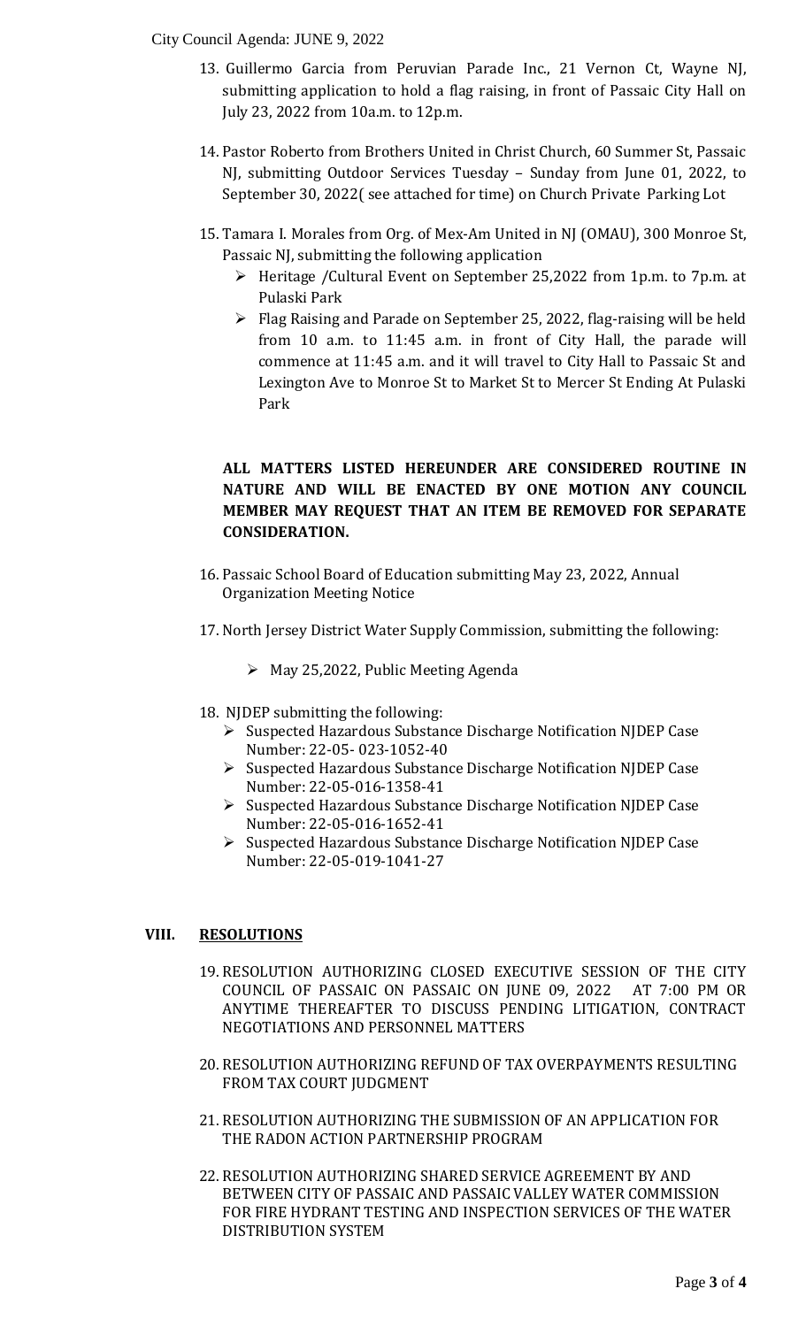13. Guillermo Garcia from Peruvian Parade Inc., 21 Vernon Ct, Wayne NJ, submitting application to hold a flag raising, in front of Passaic City Hall on July 23, 2022 from 10a.m. to 12p.m.

14. Pastor Roberto from Brothers United in Christ Church, 60 Summer St, Passaic NJ, submitting Outdoor Services Tuesday – Sunday from June 01, 2022, to September 30, 2022( see attached for time) on Church Private Parking Lot

15. Tamara I. Morales from Org. of Mex-Am United in NJ (OMAU), 300 Monroe St, Passaic NJ, submitting the following application
    - Heritage /Cultural Event on September 25,2022 from 1p.m. to 7p.m. at Pulaski Park
    - Flag Raising and Parade on September 25, 2022, flag-raising will be held from 10 a.m. to 11:45 a.m. in front of City Hall, the parade will commence at 11:45 a.m. and it will travel to City Hall to Passaic St and Lexington Ave to Monroe St to Market St to Mercer St Ending At Pulaski Park

**ALL MATTERS LISTED HEREUNDER ARE CONSIDERED ROUTINE IN NATURE AND WILL BE ENACTED BY ONE MOTION ANY COUNCIL MEMBER MAY REQUEST THAT AN ITEM BE REMOVED FOR SEPARATE CONSIDERATION.**

16. Passaic School Board of Education submitting May 23, 2022, Annual Organization Meeting Notice

17. North Jersey District Water Supply Commission, submitting the following:
    - May 25,2022, Public Meeting Agenda

18. NJDEP submitting the following:
    - Suspected Hazardous Substance Discharge Notification NJDEP Case Number: 22-05- 023-1052-40
    - Suspected Hazardous Substance Discharge Notification NJDEP Case Number: 22-05-016-1358-41
    - Suspected Hazardous Substance Discharge Notification NJDEP Case Number: 22-05-016-1652-41
    - Suspected Hazardous Substance Discharge Notification NJDEP Case Number: 22-05-019-1041-27

## VIII. RESOLUTIONS

19. RESOLUTION AUTHORIZING CLOSED EXECUTIVE SESSION OF THE CITY COUNCIL OF PASSAIC ON PASSAIC ON JUNE 09, 2022 AT 7:00 PM OR ANYTIME THEREAFTER TO DISCUSS PENDING LITIGATION, CONTRACT NEGOTIATIONS AND PERSONNEL MATTERS

20. RESOLUTION AUTHORIZING REFUND OF TAX OVERPAYMENTS RESULTING FROM TAX COURT JUDGMENT

21. RESOLUTION AUTHORIZING THE SUBMISSION OF AN APPLICATION FOR THE RADON ACTION PARTNERSHIP PROGRAM

22. RESOLUTION AUTHORIZING SHARED SERVICE AGREEMENT BY AND BETWEEN CITY OF PASSAIC AND PASSAIC VALLEY WATER COMMISSION FOR FIRE HYDRANT TESTING AND INSPECTION SERVICES OF THE WATER DISTRIBUTION SYSTEM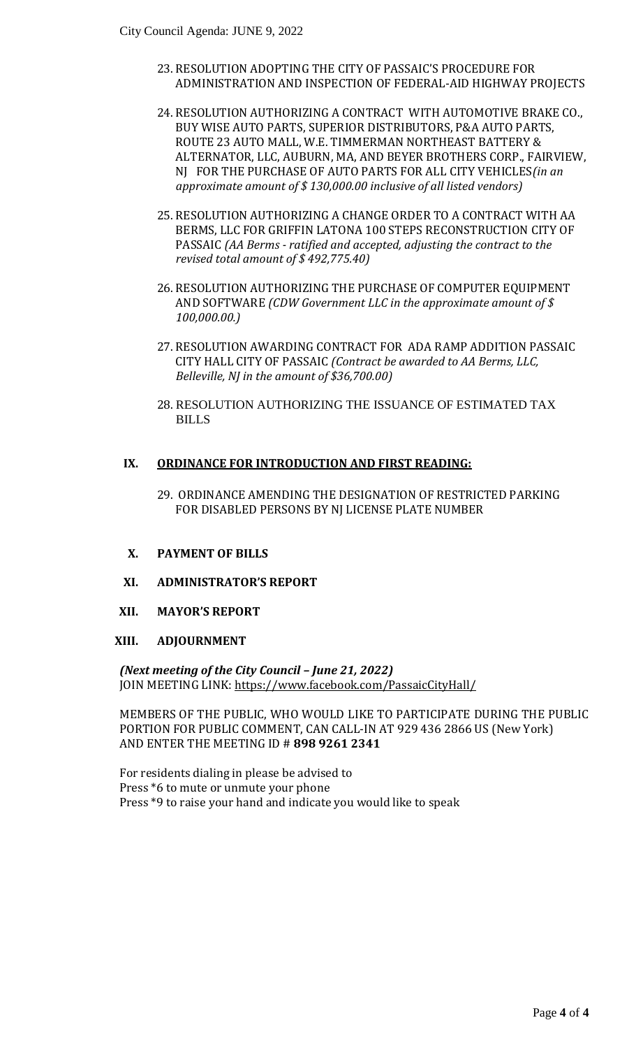23. RESOLUTION ADOPTING THE CITY OF PASSAIC'S PROCEDURE FOR ADMINISTRATION AND INSPECTION OF FEDERAL-AID HIGHWAY PROJECTS

24. RESOLUTION AUTHORIZING A CONTRACT WITH AUTOMOTIVE BRAKE CO., BUY WISE AUTO PARTS, SUPERIOR DISTRIBUTORS, P&A AUTO PARTS, ROUTE 23 AUTO MALL, W.E. TIMMERMAN NORTHEAST BATTERY & ALTERNATOR, LLC, AUBURN, MA, AND BEYER BROTHERS CORP., FAIRVIEW, NJ FOR THE PURCHASE OF AUTO PARTS FOR ALL CITY VEHICLES *(in an approximate amount of $ 130,000.00 inclusive of all listed vendors)*

25. RESOLUTION AUTHORIZING A CHANGE ORDER TO A CONTRACT WITH AA BERMS, LLC FOR GRIFFIN LATONA 100 STEPS RECONSTRUCTION CITY OF PASSAIC *(AA Berms - ratified and accepted, adjusting the contract to the revised total amount of $ 492,775.40)*

26. RESOLUTION AUTHORIZING THE PURCHASE OF COMPUTER EQUIPMENT AND SOFTWARE *(CDW Government LLC in the approximate amount of $ 100,000.00.)*

27. RESOLUTION AWARDING CONTRACT FOR ADA RAMP ADDITION PASSAIC CITY HALL CITY OF PASSAIC *(Contract be awarded to AA Berms, LLC, Belleville, NJ in the amount of $36,700.00)*

28. RESOLUTION AUTHORIZING THE ISSUANCE OF ESTIMATED TAX BILLS

## IX. ORDINANCE FOR INTRODUCTION AND FIRST READING:

29. ORDINANCE AMENDING THE DESIGNATION OF RESTRICTED PARKING FOR DISABLED PERSONS BY NJ LICENSE PLATE NUMBER

## X. PAYMENT OF BILLS

## XI. ADMINISTRATOR'S REPORT

## XII. MAYOR'S REPORT

## XIII. ADJOURNMENT

***(Next meeting of the City Council – June 21, 2022)***
JOIN MEETING LINK: https://www.facebook.com/PassaicCityHall/

MEMBERS OF THE PUBLIC, WHO WOULD LIKE TO PARTICIPATE DURING THE PUBLIC PORTION FOR PUBLIC COMMENT, CAN CALL-IN AT 929 436 2866 US (New York) AND ENTER THE MEETING ID # **898 9261 2341**

For residents dialing in please be advised to
Press *6 to mute or unmute your phone
Press *9 to raise your hand and indicate you would like to speak